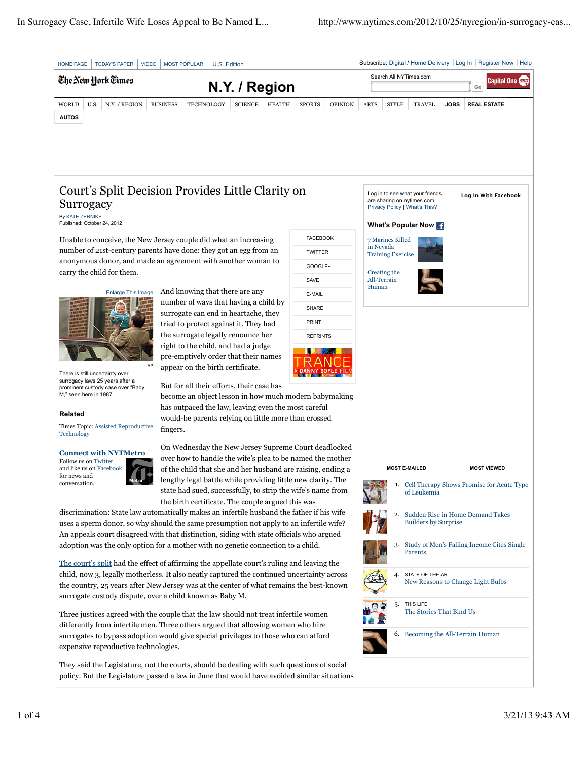# Court's Split Decision Provides Little Clarity on Surrogacy

By KATE ZERNIKE
Published: October 24, 2012

Unable to conceive, the New Jersey couple did what an increasing number of 21st-century parents have done: they got an egg from an anonymous donor, and made an agreement with another woman to carry the child for them.

There is still uncertainty over surrogacy laws 25 years after a prominent custody case over "Baby M," seen here in 1987.

And knowing that there are any number of ways that having a child by surrogate can end in heartache, they tried to protect against it. They had the surrogate legally renounce her right to the child, and had a judge pre-emptively order that their names appear on the birth certificate.

But for all their efforts, their case has become an object lesson in how much modern babymaking has outpaced the law, leaving even the most careful would-be parents relying on little more than crossed fingers.

On Wednesday the New Jersey Supreme Court deadlocked over how to handle the wife's plea to be named the mother of the child that she and her husband are raising, ending a lengthy legal battle while providing little new clarity. The state had sued, successfully, to strip the wife's name from the birth certificate. The couple argued this was discrimination: State law automatically makes an infertile husband the father if his wife uses a sperm donor, so why should the same presumption not apply to an infertile wife? An appeals court disagreed with that distinction, siding with state officials who argued adoption was the only option for a mother with no genetic connection to a child.

The court's split had the effect of affirming the appellate court's ruling and leaving the child, now 3, legally motherless. It also neatly captured the continued uncertainty across the country, 25 years after New Jersey was at the center of what remains the best-known surrogate custody dispute, over a child known as Baby M.

Three justices agreed with the couple that the law should not treat infertile women differently from infertile men. Three others argued that allowing women who hire surrogates to bypass adoption would give special privileges to those who can afford expensive reproductive technologies.

They said the Legislature, not the courts, should be dealing with such questions of social policy. But the Legislature passed a law in June that would have avoided similar situations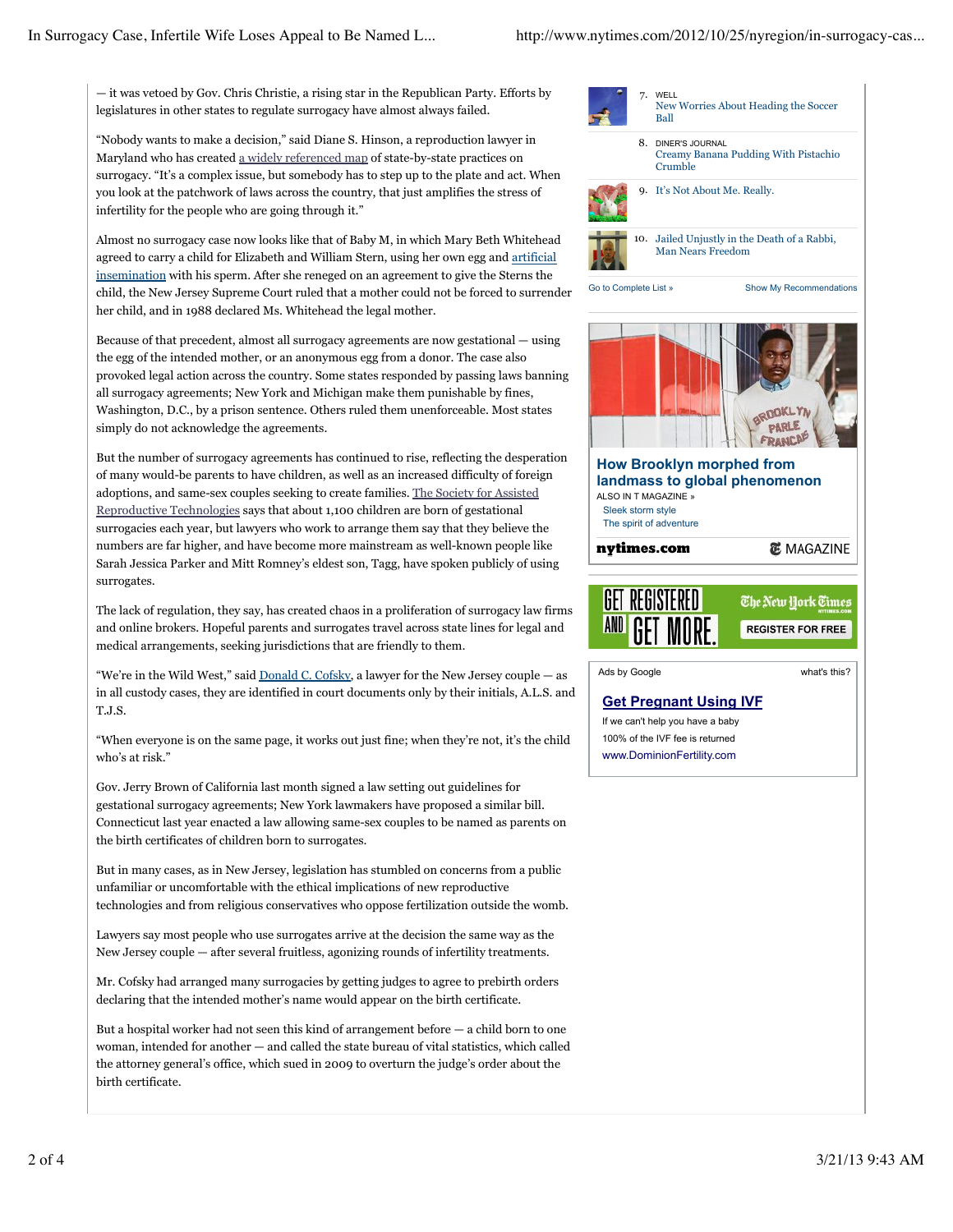— it was vetoed by Gov. Chris Christie, a rising star in the Republican Party. Efforts by legislatures in other states to regulate surrogacy have almost always failed.

"Nobody wants to make a decision," said Diane S. Hinson, a reproduction lawyer in Maryland who has created a widely referenced map of state-by-state practices on surrogacy. "It's a complex issue, but somebody has to step up to the plate and act. When you look at the patchwork of laws across the country, that just amplifies the stress of infertility for the people who are going through it."

Almost no surrogacy case now looks like that of Baby M, in which Mary Beth Whitehead agreed to carry a child for Elizabeth and William Stern, using her own egg and artificial insemination with his sperm. After she reneged on an agreement to give the Sterns the child, the New Jersey Supreme Court ruled that a mother could not be forced to surrender her child, and in 1988 declared Ms. Whitehead the legal mother.

Because of that precedent, almost all surrogacy agreements are now gestational — using the egg of the intended mother, or an anonymous egg from a donor. The case also provoked legal action across the country. Some states responded by passing laws banning all surrogacy agreements; New York and Michigan make them punishable by fines, Washington, D.C., by a prison sentence. Others ruled them unenforceable. Most states simply do not acknowledge the agreements.

But the number of surrogacy agreements has continued to rise, reflecting the desperation of many would-be parents to have children, as well as an increased difficulty of foreign adoptions, and same-sex couples seeking to create families. The Society for Assisted Reproductive Technologies says that about 1,100 children are born of gestational surrogacies each year, but lawyers who work to arrange them say that they believe the numbers are far higher, and have become more mainstream as well-known people like Sarah Jessica Parker and Mitt Romney's eldest son, Tagg, have spoken publicly of using surrogates.

The lack of regulation, they say, has created chaos in a proliferation of surrogacy law firms and online brokers. Hopeful parents and surrogates travel across state lines for legal and medical arrangements, seeking jurisdictions that are friendly to them.

"We're in the Wild West," said Donald C. Cofsky, a lawyer for the New Jersey couple — as in all custody cases, they are identified in court documents only by their initials, A.L.S. and T.J.S.

"When everyone is on the same page, it works out just fine; when they're not, it's the child who's at risk."

Gov. Jerry Brown of California last month signed a law setting out guidelines for gestational surrogacy agreements; New York lawmakers have proposed a similar bill. Connecticut last year enacted a law allowing same-sex couples to be named as parents on the birth certificates of children born to surrogates.

But in many cases, as in New Jersey, legislation has stumbled on concerns from a public unfamiliar or uncomfortable with the ethical implications of new reproductive technologies and from religious conservatives who oppose fertilization outside the womb.

Lawyers say most people who use surrogates arrive at the decision the same way as the New Jersey couple — after several fruitless, agonizing rounds of infertility treatments.

Mr. Cofsky had arranged many surrogacies by getting judges to agree to prebirth orders declaring that the intended mother's name would appear on the birth certificate.

But a hospital worker had not seen this kind of arrangement before — a child born to one woman, intended for another — and called the state bureau of vital statistics, which called the attorney general's office, which sued in 2009 to overturn the judge's order about the birth certificate.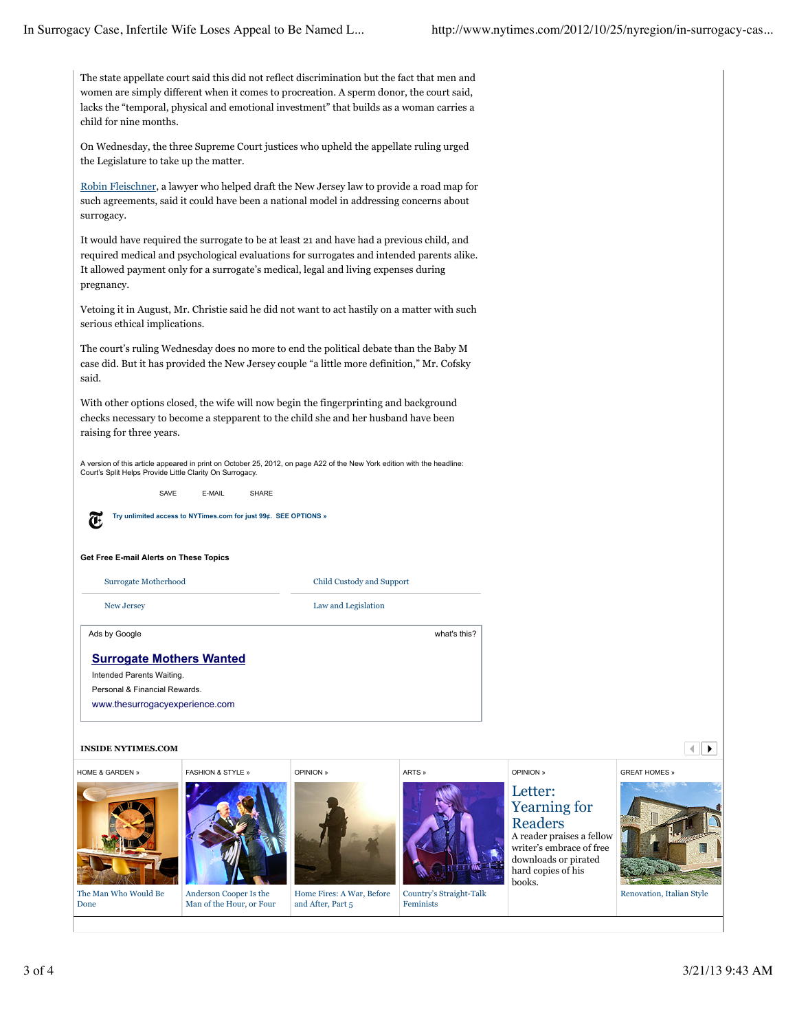The state appellate court said this did not reflect discrimination but the fact that men and women are simply different when it comes to procreation. A sperm donor, the court said, lacks the "temporal, physical and emotional investment" that builds as a woman carries a child for nine months.

On Wednesday, the three Supreme Court justices who upheld the appellate ruling urged the Legislature to take up the matter.

Robin Fleischner, a lawyer who helped draft the New Jersey law to provide a road map for such agreements, said it could have been a national model in addressing concerns about surrogacy.

It would have required the surrogate to be at least 21 and have had a previous child, and required medical and psychological evaluations for surrogates and intended parents alike. It allowed payment only for a surrogate's medical, legal and living expenses during pregnancy.

Vetoing it in August, Mr. Christie said he did not want to act hastily on a matter with such serious ethical implications.

The court's ruling Wednesday does no more to end the political debate than the Baby M case did. But it has provided the New Jersey couple "a little more definition," Mr. Cofsky said.

With other options closed, the wife will now begin the fingerprinting and background checks necessary to become a stepparent to the child she and her husband have been raising for three years.

A version of this article appeared in print on October 25, 2012, on page A22 of the New York edition with the headline: Court's Split Helps Provide Little Clarity On Surrogacy.

SAVE E-MAIL SHARE

Try unlimited access to NYTimes.com for just 99¢. SEE OPTIONS »

**Get Free E-mail Alerts on These Topics**

- Surrogate Motherhood
- Child Custody and Support
- New Jersey
- Law and Legislation

Ads by Google what's this?

**Surrogate Mothers Wanted**
Intended Parents Waiting.
Personal & Financial Rewards.
www.thesurrogacyexperience.com

**INSIDE NYTIMES.COM**

HOME & GARDEN » The Man Who Would Be Done

FASHION & STYLE » Anderson Cooper Is the Man of the Hour, or Four

OPINION » Home Fires: A War, Before and After, Part 5

ARTS » Country's Straight-Talk Feminists

OPINION » Letter: Yearning for Readers
A reader praises a fellow writer's embrace of free downloads or pirated hard copies of his books.

GREAT HOMES » Renovation, Italian Style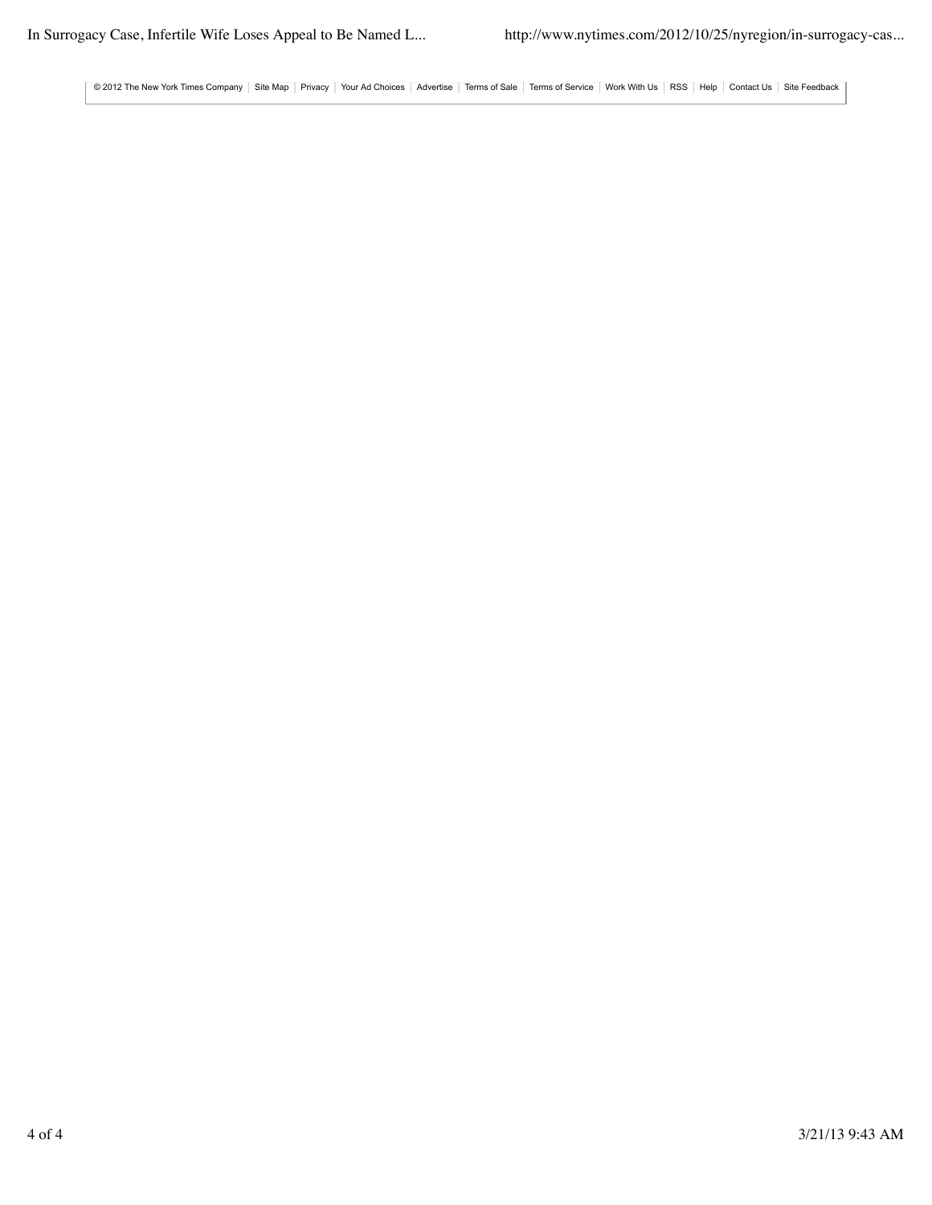© 2012 The New York Times Company | Site Map | Privacy | Your Ad Choices | Advertise | Terms of Sale | Terms of Service | Work With Us | RSS | Help | Contact Us | Site Feedback